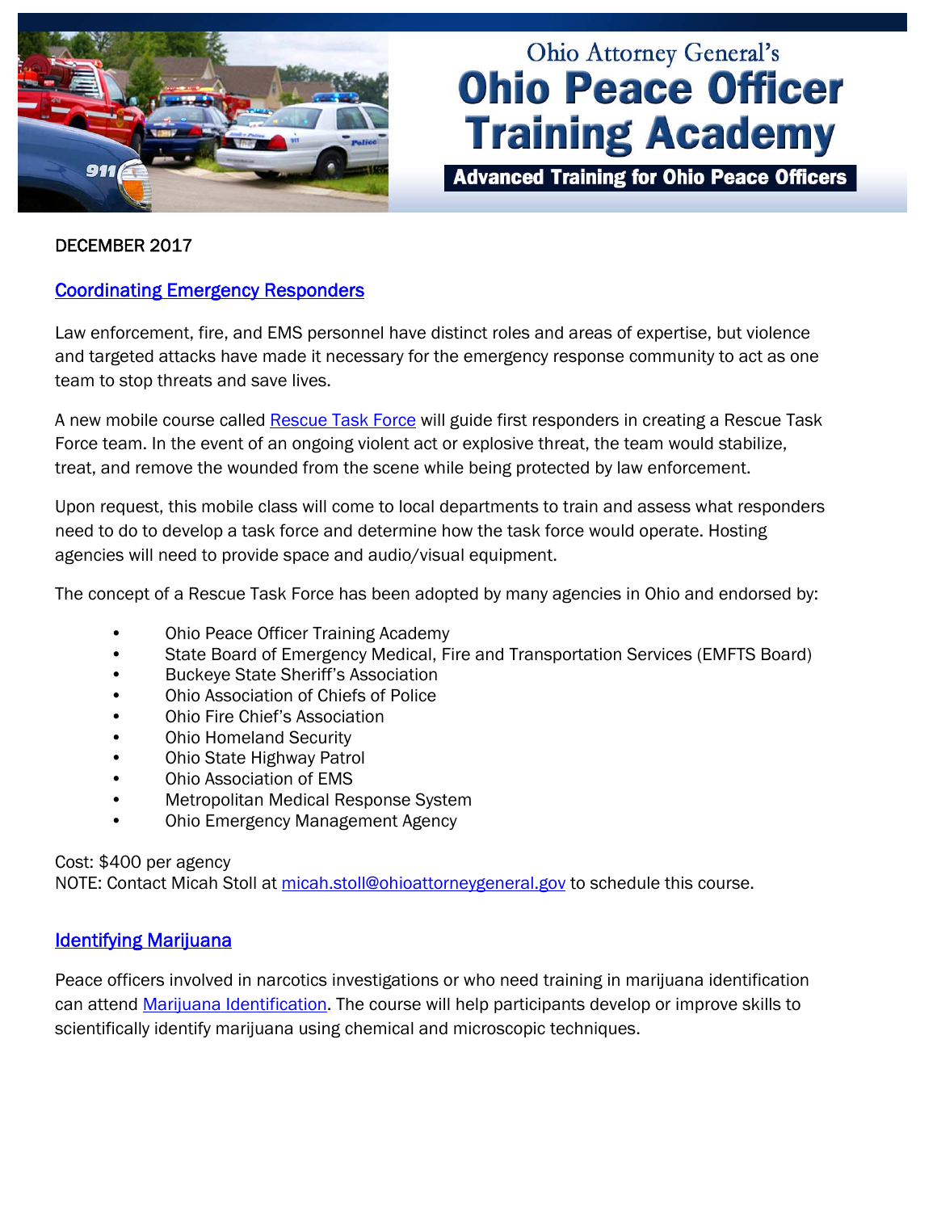Ohio Attorney General's

# Ohio Peace Officer Training Academy

**Advanced Training for Ohio Peace Officers**

DECEMBER 2017

## Coordinating Emergency Responders

Law enforcement, fire, and EMS personnel have distinct roles and areas of expertise, but violence and targeted attacks have made it necessary for the emergency response community to act as one team to stop threats and save lives.

A new mobile course called Rescue Task Force will guide first responders in creating a Rescue Task Force team. In the event of an ongoing violent act or explosive threat, the team would stabilize, treat, and remove the wounded from the scene while being protected by law enforcement.

Upon request, this mobile class will come to local departments to train and assess what responders need to do to develop a task force and determine how the task force would operate. Hosting agencies will need to provide space and audio/visual equipment.

The concept of a Rescue Task Force has been adopted by many agencies in Ohio and endorsed by:

- Ohio Peace Officer Training Academy
- State Board of Emergency Medical, Fire and Transportation Services (EMFTS Board)
- Buckeye State Sheriff's Association
- Ohio Association of Chiefs of Police
- Ohio Fire Chief's Association
- Ohio Homeland Security
- Ohio State Highway Patrol
- Ohio Association of EMS
- Metropolitan Medical Response System
- Ohio Emergency Management Agency

Cost: $400 per agency
NOTE: Contact Micah Stoll at micah.stoll@ohioattorneygeneral.gov to schedule this course.

## Identifying Marijuana

Peace officers involved in narcotics investigations or who need training in marijuana identification can attend Marijuana Identification. The course will help participants develop or improve skills to scientifically identify marijuana using chemical and microscopic techniques.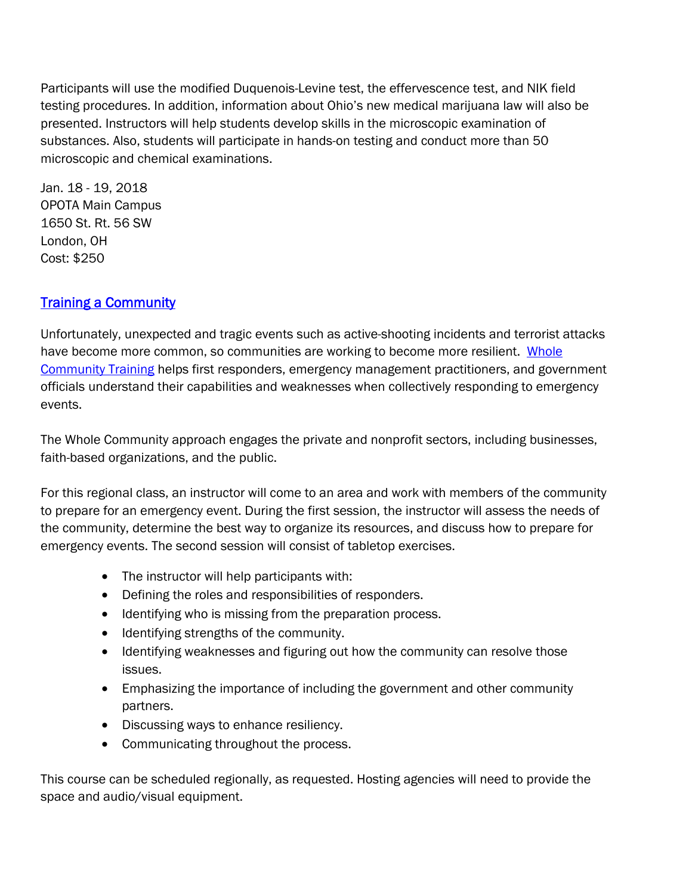Participants will use the modified Duquenois-Levine test, the effervescence test, and NIK field testing procedures. In addition, information about Ohio's new medical marijuana law will also be presented. Instructors will help students develop skills in the microscopic examination of substances. Also, students will participate in hands-on testing and conduct more than 50 microscopic and chemical examinations.

Jan. 18 - 19, 2018
OPOTA Main Campus
1650 St. Rt. 56 SW
London, OH
Cost: $250

## Training a Community

Unfortunately, unexpected and tragic events such as active-shooting incidents and terrorist attacks have become more common, so communities are working to become more resilient. Whole Community Training helps first responders, emergency management practitioners, and government officials understand their capabilities and weaknesses when collectively responding to emergency events.

The Whole Community approach engages the private and nonprofit sectors, including businesses, faith-based organizations, and the public.

For this regional class, an instructor will come to an area and work with members of the community to prepare for an emergency event. During the first session, the instructor will assess the needs of the community, determine the best way to organize its resources, and discuss how to prepare for emergency events. The second session will consist of tabletop exercises.

- The instructor will help participants with:
- Defining the roles and responsibilities of responders.
- Identifying who is missing from the preparation process.
- Identifying strengths of the community.
- Identifying weaknesses and figuring out how the community can resolve those issues.
- Emphasizing the importance of including the government and other community partners.
- Discussing ways to enhance resiliency.
- Communicating throughout the process.

This course can be scheduled regionally, as requested. Hosting agencies will need to provide the space and audio/visual equipment.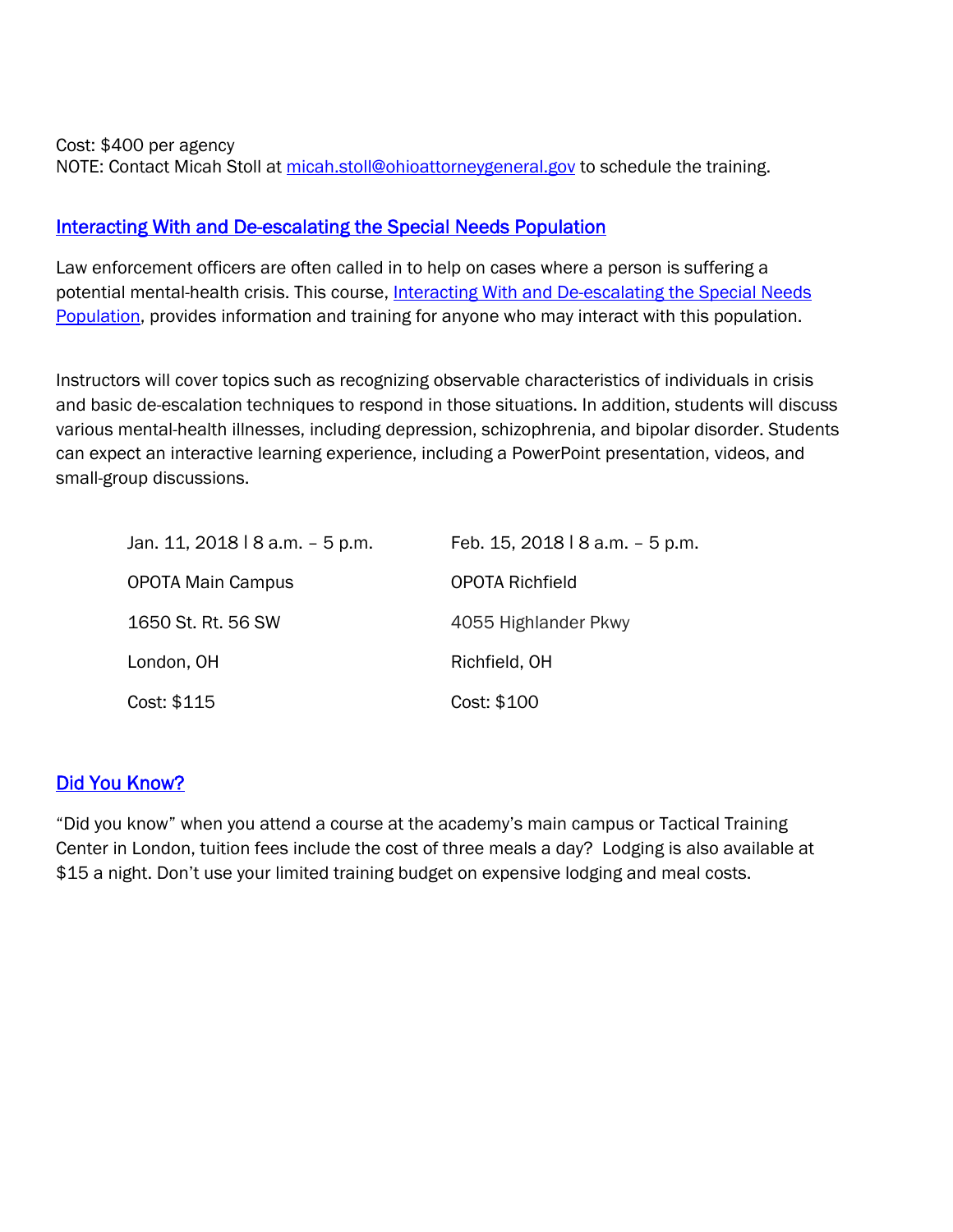Cost: $400 per agency
NOTE: Contact Micah Stoll at micah.stoll@ohioattorneygeneral.gov to schedule the training.

## Interacting With and De-escalating the Special Needs Population

Law enforcement officers are often called in to help on cases where a person is suffering a potential mental-health crisis. This course, Interacting With and De-escalating the Special Needs Population, provides information and training for anyone who may interact with this population.

Instructors will cover topics such as recognizing observable characteristics of individuals in crisis and basic de-escalation techniques to respond in those situations. In addition, students will discuss various mental-health illnesses, including depression, schizophrenia, and bipolar disorder. Students can expect an interactive learning experience, including a PowerPoint presentation, videos, and small-group discussions.

| | |
|---|---|
| Jan. 11, 2018 l 8 a.m. – 5 p.m. | Feb. 15, 2018 l 8 a.m. – 5 p.m. |
| OPOTA Main Campus | OPOTA Richfield |
| 1650 St. Rt. 56 SW | 4055 Highlander Pkwy |
| London, OH | Richfield, OH |
| Cost: $115 | Cost: $100 |

## Did You Know?

"Did you know" when you attend a course at the academy's main campus or Tactical Training Center in London, tuition fees include the cost of three meals a day? Lodging is also available at $15 a night. Don't use your limited training budget on expensive lodging and meal costs.